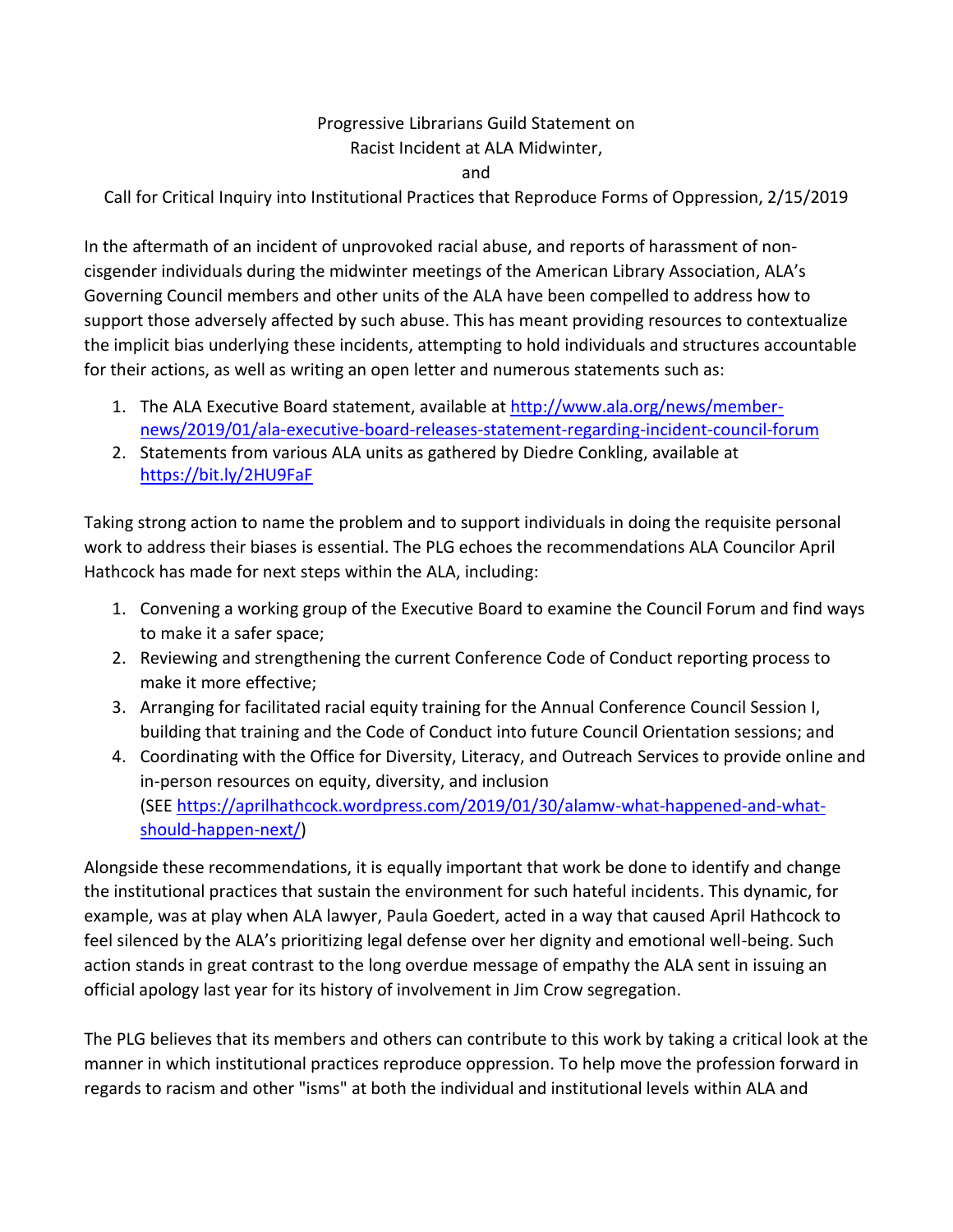# Progressive Librarians Guild Statement on Racist Incident at ALA Midwinter, and Call for Critical Inquiry into Institutional Practices that Reproduce Forms of Oppression, 2/15/2019

In the aftermath of an incident of unprovoked racial abuse, and reports of harassment of non-cisgender individuals during the midwinter meetings of the American Library Association, ALA's Governing Council members and other units of the ALA have been compelled to address how to support those adversely affected by such abuse. This has meant providing resources to contextualize the implicit bias underlying these incidents, attempting to hold individuals and structures accountable for their actions, as well as writing an open letter and numerous statements such as:

1. The ALA Executive Board statement, available at [http://www.ala.org/news/member-news/2019/01/ala-executive-board-releases-statement-regarding-incident-council-forum](http://www.ala.org/news/member-news/2019/01/ala-executive-board-releases-statement-regarding-incident-council-forum)
2. Statements from various ALA units as gathered by Diedre Conkling, available at [https://bit.ly/2HU9FaF](https://bit.ly/2HU9FaF)

Taking strong action to name the problem and to support individuals in doing the requisite personal work to address their biases is essential. The PLG echoes the recommendations ALA Councilor April Hathcock has made for next steps within the ALA, including:

1. Convening a working group of the Executive Board to examine the Council Forum and find ways to make it a safer space;
2. Reviewing and strengthening the current Conference Code of Conduct reporting process to make it more effective;
3. Arranging for facilitated racial equity training for the Annual Conference Council Session I, building that training and the Code of Conduct into future Council Orientation sessions; and
4. Coordinating with the Office for Diversity, Literacy, and Outreach Services to provide online and in-person resources on equity, diversity, and inclusion (SEE [https://aprilhathcock.wordpress.com/2019/01/30/alamw-what-happened-and-what-should-happen-next/](https://aprilhathcock.wordpress.com/2019/01/30/alamw-what-happened-and-what-should-happen-next/))

Alongside these recommendations, it is equally important that work be done to identify and change the institutional practices that sustain the environment for such hateful incidents. This dynamic, for example, was at play when ALA lawyer, Paula Goedert, acted in a way that caused April Hathcock to feel silenced by the ALA's prioritizing legal defense over her dignity and emotional well-being. Such action stands in great contrast to the long overdue message of empathy the ALA sent in issuing an official apology last year for its history of involvement in Jim Crow segregation.

The PLG believes that its members and others can contribute to this work by taking a critical look at the manner in which institutional practices reproduce oppression. To help move the profession forward in regards to racism and other "isms" at both the individual and institutional levels within ALA and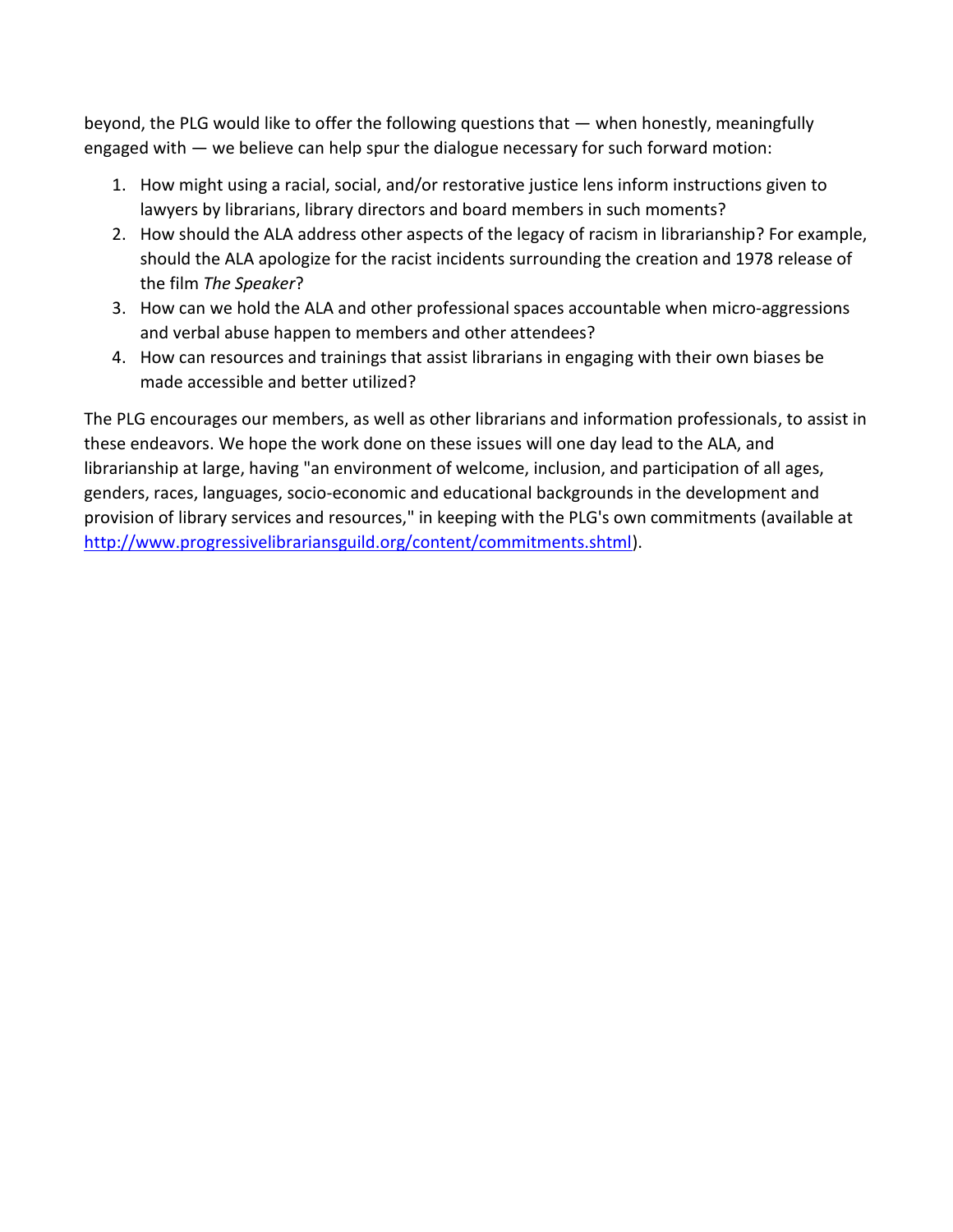beyond, the PLG would like to offer the following questions that — when honestly, meaningfully engaged with — we believe can help spur the dialogue necessary for such forward motion:

1. How might using a racial, social, and/or restorative justice lens inform instructions given to lawyers by librarians, library directors and board members in such moments?
2. How should the ALA address other aspects of the legacy of racism in librarianship? For example, should the ALA apologize for the racist incidents surrounding the creation and 1978 release of the film *The Speaker*?
3. How can we hold the ALA and other professional spaces accountable when micro-aggressions and verbal abuse happen to members and other attendees?
4. How can resources and trainings that assist librarians in engaging with their own biases be made accessible and better utilized?

The PLG encourages our members, as well as other librarians and information professionals, to assist in these endeavors. We hope the work done on these issues will one day lead to the ALA, and librarianship at large, having "an environment of welcome, inclusion, and participation of all ages, genders, races, languages, socio-economic and educational backgrounds in the development and provision of library services and resources," in keeping with the PLG's own commitments (available at [http://www.progressivelibrariansguild.org/content/commitments.shtml](http://www.progressivelibrariansguild.org/content/commitments.shtml)).